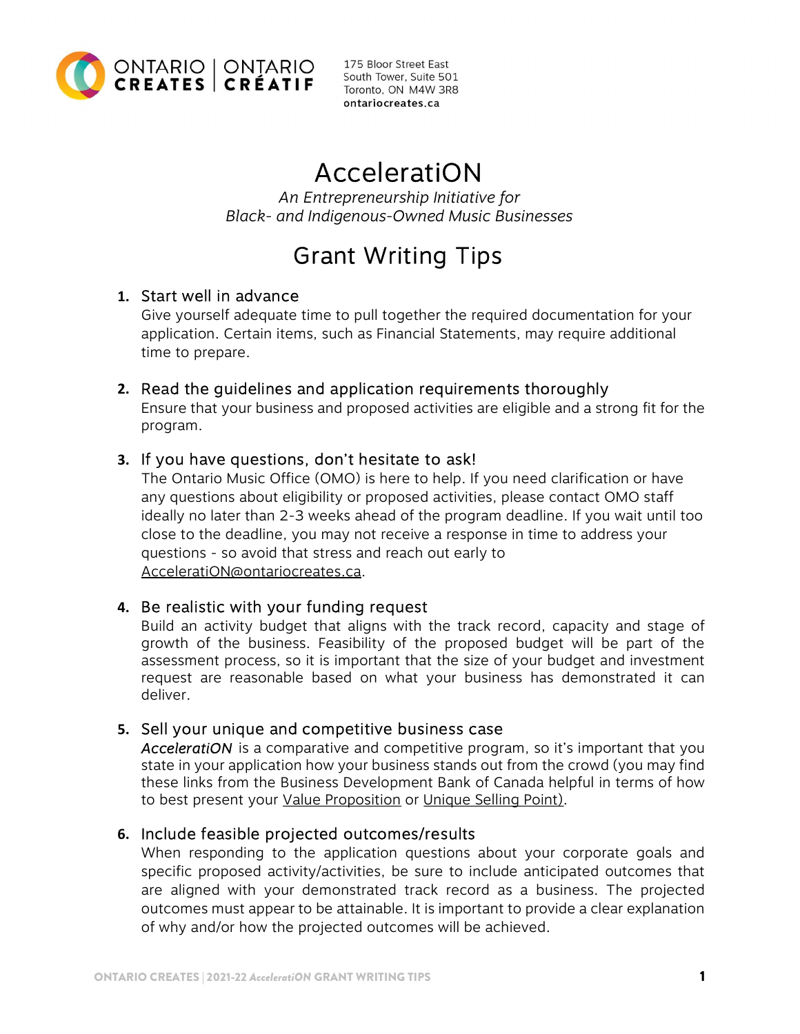ONTARIO CREATES | ONTARIO CRÉATIF

175 Bloor Street East
South Tower, Suite 501
Toronto, ON M4W 3R8
**ontariocreates.ca**

# AcceleratiON

*An Entrepreneurship Initiative for Black- and Indigenous-Owned Music Businesses*

## Grant Writing Tips

1. **Start well in advance**
   Give yourself adequate time to pull together the required documentation for your application. Certain items, such as Financial Statements, may require additional time to prepare.

2. **Read the guidelines and application requirements thoroughly**
   Ensure that your business and proposed activities are eligible and a strong fit for the program.

3. **If you have questions, don't hesitate to ask!**
   The Ontario Music Office (OMO) is here to help. If you need clarification or have any questions about eligibility or proposed activities, please contact OMO staff ideally no later than 2-3 weeks ahead of the program deadline. If you wait until too close to the deadline, you may not receive a response in time to address your questions - so avoid that stress and reach out early to AcceleratiON@ontariocreates.ca.

4. **Be realistic with your funding request**
   Build an activity budget that aligns with the track record, capacity and stage of growth of the business. Feasibility of the proposed budget will be part of the assessment process, so it is important that the size of your budget and investment request are reasonable based on what your business has demonstrated it can deliver.

5. **Sell your unique and competitive business case**
   *AcceleratiON* is a comparative and competitive program, so it's important that you state in your application how your business stands out from the crowd (you may find these links from the Business Development Bank of Canada helpful in terms of how to best present your Value Proposition or Unique Selling Point).

6. **Include feasible projected outcomes/results**
   When responding to the application questions about your corporate goals and specific proposed activity/activities, be sure to include anticipated outcomes that are aligned with your demonstrated track record as a business. The projected outcomes must appear to be attainable. It is important to provide a clear explanation of why and/or how the projected outcomes will be achieved.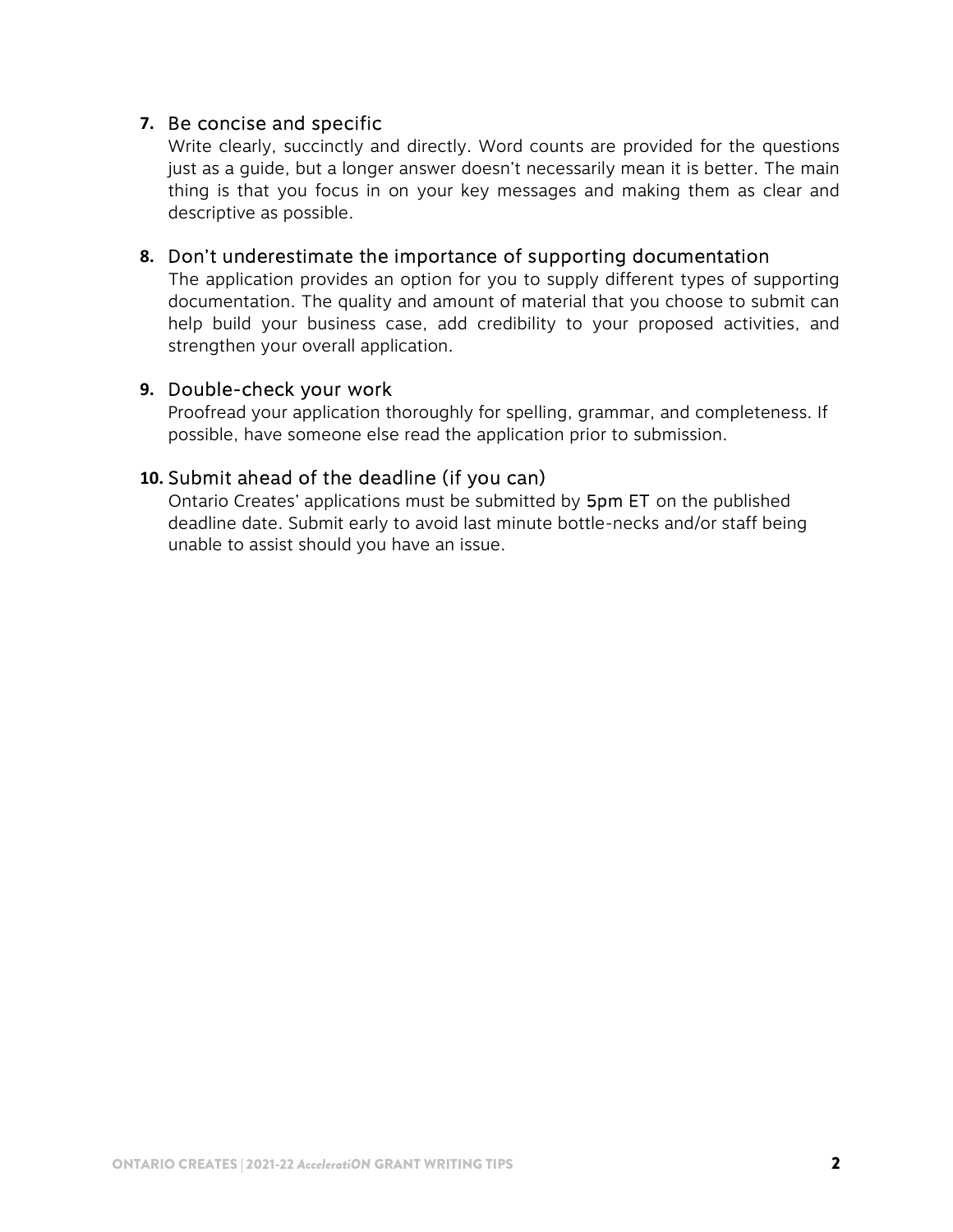7. **Be concise and specific**

   Write clearly, succinctly and directly. Word counts are provided for the questions just as a guide, but a longer answer doesn't necessarily mean it is better. The main thing is that you focus in on your key messages and making them as clear and descriptive as possible.

8. **Don't underestimate the importance of supporting documentation**

   The application provides an option for you to supply different types of supporting documentation. The quality and amount of material that you choose to submit can help build your business case, add credibility to your proposed activities, and strengthen your overall application.

9. **Double-check your work**

   Proofread your application thoroughly for spelling, grammar, and completeness. If possible, have someone else read the application prior to submission.

10. **Submit ahead of the deadline (if you can)**

    Ontario Creates' applications must be submitted by **5pm ET** on the published deadline date. Submit early to avoid last minute bottle-necks and/or staff being unable to assist should you have an issue.